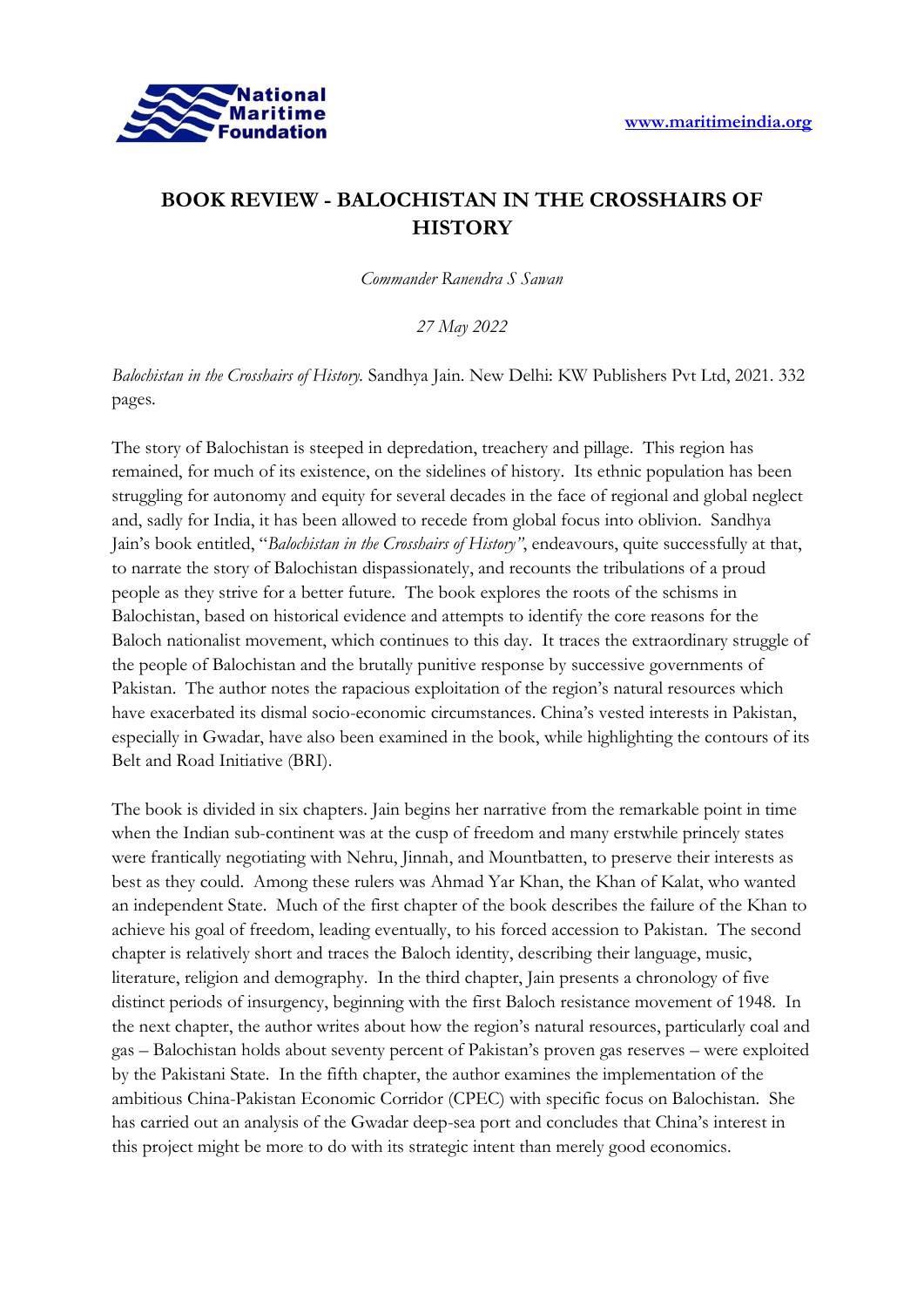# BOOK REVIEW - BALOCHISTAN IN THE CROSSHAIRS OF HISTORY

*Commander Ranendra S Sawan*

*27 May 2022*

*Balochistan in the Crosshairs of History.* Sandhya Jain. New Delhi: KW Publishers Pvt Ltd, 2021. 332 pages.

The story of Balochistan is steeped in depredation, treachery and pillage. This region has remained, for much of its existence, on the sidelines of history. Its ethnic population has been struggling for autonomy and equity for several decades in the face of regional and global neglect and, sadly for India, it has been allowed to recede from global focus into oblivion. Sandhya Jain's book entitled, "*Balochistan in the Crosshairs of History*", endeavours, quite successfully at that, to narrate the story of Balochistan dispassionately, and recounts the tribulations of a proud people as they strive for a better future. The book explores the roots of the schisms in Balochistan, based on historical evidence and attempts to identify the core reasons for the Baloch nationalist movement, which continues to this day. It traces the extraordinary struggle of the people of Balochistan and the brutally punitive response by successive governments of Pakistan. The author notes the rapacious exploitation of the region's natural resources which have exacerbated its dismal socio-economic circumstances. China's vested interests in Pakistan, especially in Gwadar, have also been examined in the book, while highlighting the contours of its Belt and Road Initiative (BRI).

The book is divided in six chapters. Jain begins her narrative from the remarkable point in time when the Indian sub-continent was at the cusp of freedom and many erstwhile princely states were frantically negotiating with Nehru, Jinnah, and Mountbatten, to preserve their interests as best as they could. Among these rulers was Ahmad Yar Khan, the Khan of Kalat, who wanted an independent State. Much of the first chapter of the book describes the failure of the Khan to achieve his goal of freedom, leading eventually, to his forced accession to Pakistan. The second chapter is relatively short and traces the Baloch identity, describing their language, music, literature, religion and demography. In the third chapter, Jain presents a chronology of five distinct periods of insurgency, beginning with the first Baloch resistance movement of 1948. In the next chapter, the author writes about how the region's natural resources, particularly coal and gas – Balochistan holds about seventy percent of Pakistan's proven gas reserves – were exploited by the Pakistani State. In the fifth chapter, the author examines the implementation of the ambitious China-Pakistan Economic Corridor (CPEC) with specific focus on Balochistan. She has carried out an analysis of the Gwadar deep-sea port and concludes that China's interest in this project might be more to do with its strategic intent than merely good economics.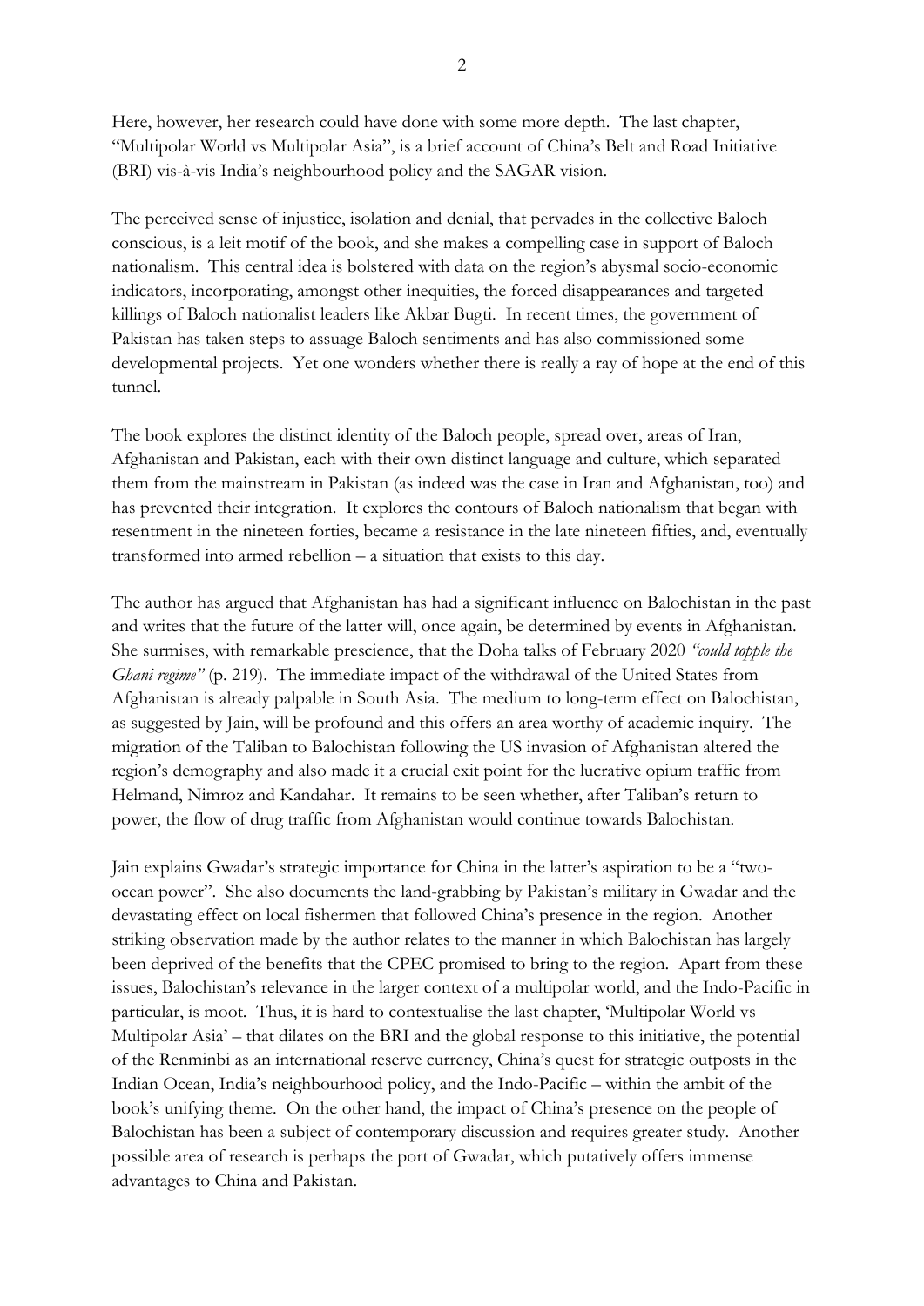Here, however, her research could have done with some more depth. The last chapter, "Multipolar World vs Multipolar Asia", is a brief account of China's Belt and Road Initiative (BRI) vis-à-vis India's neighbourhood policy and the SAGAR vision.

The perceived sense of injustice, isolation and denial, that pervades in the collective Baloch conscious, is a leit motif of the book, and she makes a compelling case in support of Baloch nationalism. This central idea is bolstered with data on the region's abysmal socio-economic indicators, incorporating, amongst other inequities, the forced disappearances and targeted killings of Baloch nationalist leaders like Akbar Bugti. In recent times, the government of Pakistan has taken steps to assuage Baloch sentiments and has also commissioned some developmental projects. Yet one wonders whether there is really a ray of hope at the end of this tunnel.

The book explores the distinct identity of the Baloch people, spread over, areas of Iran, Afghanistan and Pakistan, each with their own distinct language and culture, which separated them from the mainstream in Pakistan (as indeed was the case in Iran and Afghanistan, too) and has prevented their integration. It explores the contours of Baloch nationalism that began with resentment in the nineteen forties, became a resistance in the late nineteen fifties, and, eventually transformed into armed rebellion – a situation that exists to this day.

The author has argued that Afghanistan has had a significant influence on Balochistan in the past and writes that the future of the latter will, once again, be determined by events in Afghanistan. She surmises, with remarkable prescience, that the Doha talks of February 2020 *"could topple the Ghani regime"* (p. 219). The immediate impact of the withdrawal of the United States from Afghanistan is already palpable in South Asia. The medium to long-term effect on Balochistan, as suggested by Jain, will be profound and this offers an area worthy of academic inquiry. The migration of the Taliban to Balochistan following the US invasion of Afghanistan altered the region's demography and also made it a crucial exit point for the lucrative opium traffic from Helmand, Nimroz and Kandahar. It remains to be seen whether, after Taliban's return to power, the flow of drug traffic from Afghanistan would continue towards Balochistan.

Jain explains Gwadar's strategic importance for China in the latter's aspiration to be a "two-ocean power". She also documents the land-grabbing by Pakistan's military in Gwadar and the devastating effect on local fishermen that followed China's presence in the region. Another striking observation made by the author relates to the manner in which Balochistan has largely been deprived of the benefits that the CPEC promised to bring to the region. Apart from these issues, Balochistan's relevance in the larger context of a multipolar world, and the Indo-Pacific in particular, is moot. Thus, it is hard to contextualise the last chapter, 'Multipolar World vs Multipolar Asia' – that dilates on the BRI and the global response to this initiative, the potential of the Renminbi as an international reserve currency, China's quest for strategic outposts in the Indian Ocean, India's neighbourhood policy, and the Indo-Pacific – within the ambit of the book's unifying theme. On the other hand, the impact of China's presence on the people of Balochistan has been a subject of contemporary discussion and requires greater study. Another possible area of research is perhaps the port of Gwadar, which putatively offers immense advantages to China and Pakistan.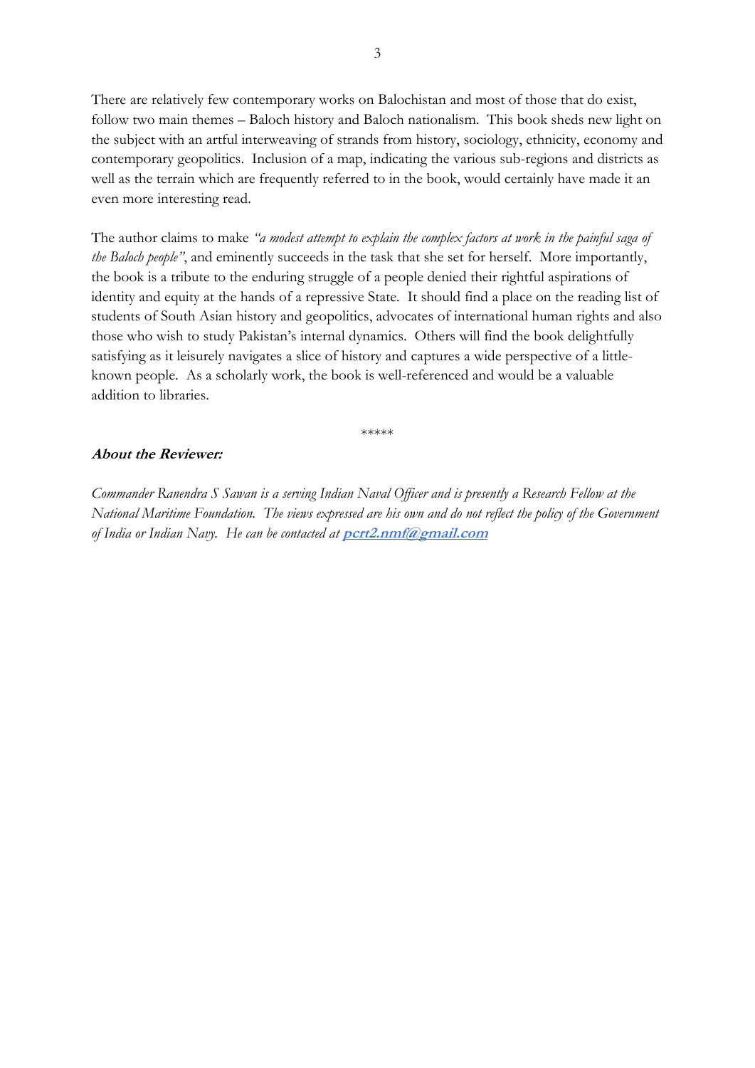There are relatively few contemporary works on Balochistan and most of those that do exist, follow two main themes – Baloch history and Baloch nationalism. This book sheds new light on the subject with an artful interweaving of strands from history, sociology, ethnicity, economy and contemporary geopolitics. Inclusion of a map, indicating the various sub-regions and districts as well as the terrain which are frequently referred to in the book, would certainly have made it an even more interesting read.

The author claims to make *"a modest attempt to explain the complex factors at work in the painful saga of the Baloch people"*, and eminently succeeds in the task that she set for herself. More importantly, the book is a tribute to the enduring struggle of a people denied their rightful aspirations of identity and equity at the hands of a repressive State. It should find a place on the reading list of students of South Asian history and geopolitics, advocates of international human rights and also those who wish to study Pakistan's internal dynamics. Others will find the book delightfully satisfying as it leisurely navigates a slice of history and captures a wide perspective of a little-known people. As a scholarly work, the book is well-referenced and would be a valuable addition to libraries.

*****

***About the Reviewer:***

*Commander Ranendra S Sawan is a serving Indian Naval Officer and is presently a Research Fellow at the National Maritime Foundation. The views expressed are his own and do not reflect the policy of the Government of India or Indian Navy. He can be contacted at* **pcrt2.nmf@gmail.com**